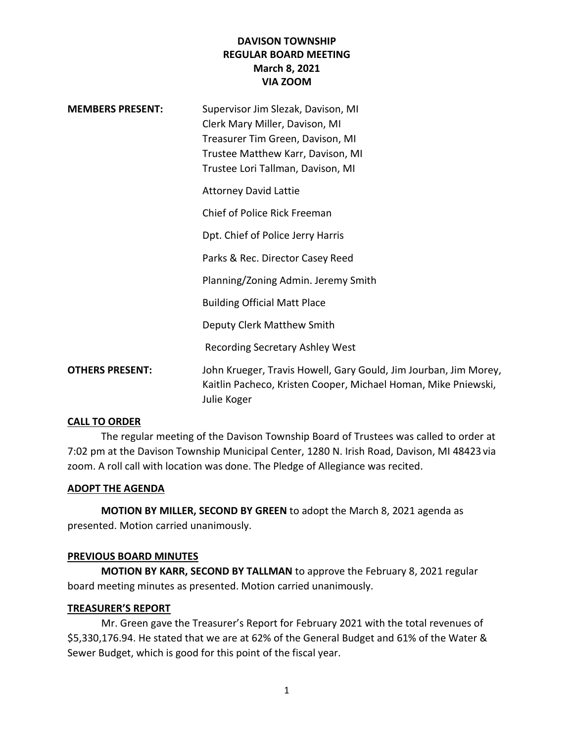**DAVISON TOWNSHIP**
**REGULAR BOARD MEETING**
**March 8, 2021**
**VIA ZOOM**

| | |
|---|---|
| **MEMBERS PRESENT:** | Supervisor Jim Slezak, Davison, MI<br>Clerk Mary Miller, Davison, MI<br>Treasurer Tim Green, Davison, MI<br>Trustee Matthew Karr, Davison, MI<br>Trustee Lori Tallman, Davison, MI<br><br>Attorney David Lattie<br><br>Chief of Police Rick Freeman<br><br>Dpt. Chief of Police Jerry Harris<br><br>Parks & Rec. Director Casey Reed<br><br>Planning/Zoning Admin. Jeremy Smith<br><br>Building Official Matt Place<br><br>Deputy Clerk Matthew Smith<br><br>Recording Secretary Ashley West |
| **OTHERS PRESENT:** | John Krueger, Travis Howell, Gary Gould, Jim Jourban, Jim Morey, Kaitlin Pacheco, Kristen Cooper, Michael Homan, Mike Pniewski, Julie Koger |

## CALL TO ORDER

The regular meeting of the Davison Township Board of Trustees was called to order at 7:02 pm at the Davison Township Municipal Center, 1280 N. Irish Road, Davison, MI 48423 via zoom. A roll call with location was done. The Pledge of Allegiance was recited.

## ADOPT THE AGENDA

**MOTION BY MILLER, SECOND BY GREEN** to adopt the March 8, 2021 agenda as presented. Motion carried unanimously.

## PREVIOUS BOARD MINUTES

**MOTION BY KARR, SECOND BY TALLMAN** to approve the February 8, 2021 regular board meeting minutes as presented. Motion carried unanimously.

## TREASURER'S REPORT

Mr. Green gave the Treasurer's Report for February 2021 with the total revenues of $5,330,176.94. He stated that we are at 62% of the General Budget and 61% of the Water & Sewer Budget, which is good for this point of the fiscal year.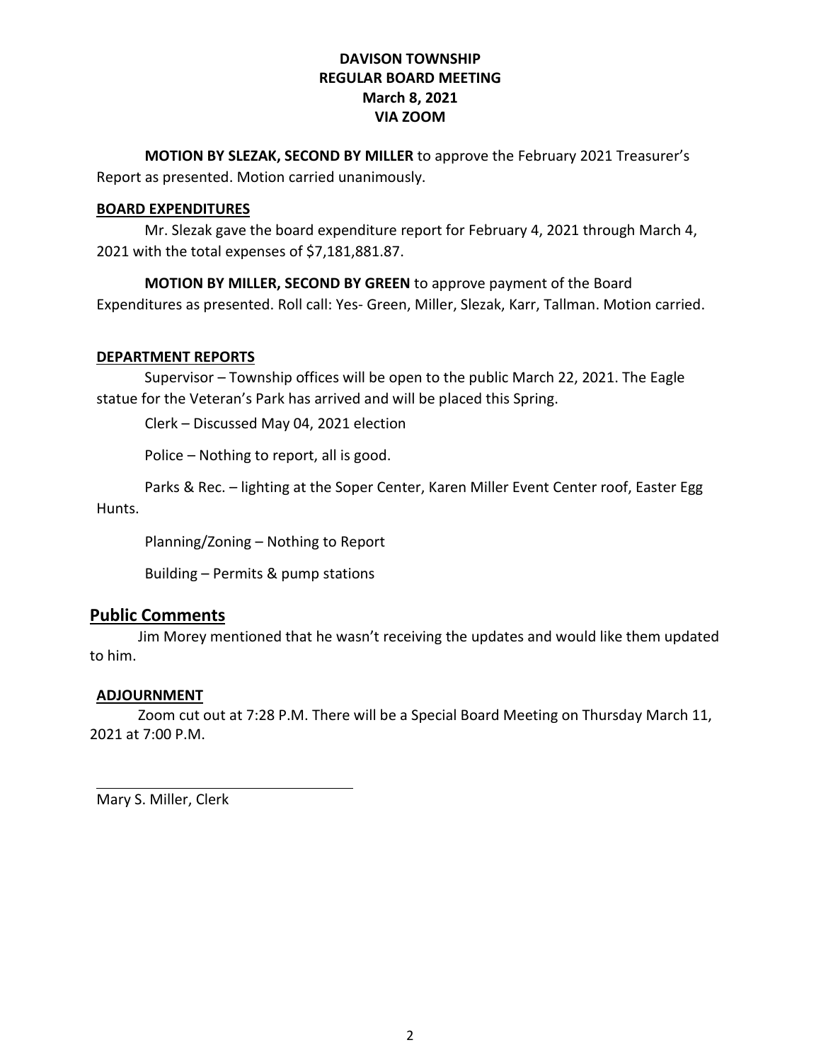**DAVISON TOWNSHIP**
**REGULAR BOARD MEETING**
**March 8, 2021**
**VIA ZOOM**

**MOTION BY SLEZAK, SECOND BY MILLER** to approve the February 2021 Treasurer's Report as presented. Motion carried unanimously.

**BOARD EXPENDITURES**

Mr. Slezak gave the board expenditure report for February 4, 2021 through March 4, 2021 with the total expenses of $7,181,881.87.

**MOTION BY MILLER, SECOND BY GREEN** to approve payment of the Board Expenditures as presented. Roll call: Yes- Green, Miller, Slezak, Karr, Tallman. Motion carried.

**DEPARTMENT REPORTS**

Supervisor – Township offices will be open to the public March 22, 2021. The Eagle statue for the Veteran's Park has arrived and will be placed this Spring.

Clerk – Discussed May 04, 2021 election

Police – Nothing to report, all is good.

Parks & Rec. – lighting at the Soper Center, Karen Miller Event Center roof, Easter Egg Hunts.

Planning/Zoning – Nothing to Report

Building – Permits & pump stations

## Public Comments

Jim Morey mentioned that he wasn't receiving the updates and would like them updated to him.

**ADJOURNMENT**

Zoom cut out at 7:28 P.M. There will be a Special Board Meeting on Thursday March 11, 2021 at 7:00 P.M.

Mary S. Miller, Clerk